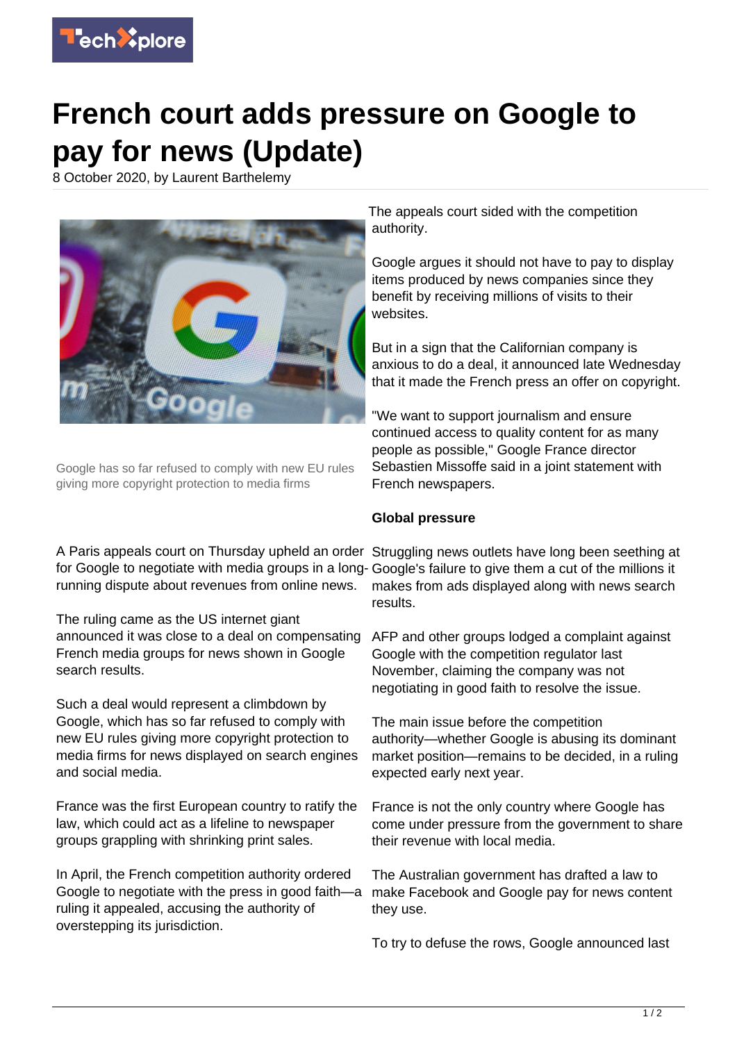# French court adds pressure on Google to pay for news (Update)

8 October 2020, by Laurent Barthelemy

Google has so far refused to comply with new EU rules giving more copyright protection to media firms

A Paris appeals court on Thursday upheld an order for Google to negotiate with media groups in a long-running dispute about revenues from online news.

The ruling came as the US internet giant announced it was close to a deal on compensating French media groups for news shown in Google search results.

Such a deal would represent a climbdown by Google, which has so far refused to comply with new EU rules giving more copyright protection to media firms for news displayed on search engines and social media.

France was the first European country to ratify the law, which could act as a lifeline to newspaper groups grappling with shrinking print sales.

In April, the French competition authority ordered Google to negotiate with the press in good faith—a ruling it appealed, accusing the authority of overstepping its jurisdiction.

The appeals court sided with the competition authority.

Google argues it should not have to pay to display items produced by news companies since they benefit by receiving millions of visits to their websites.

But in a sign that the Californian company is anxious to do a deal, it announced late Wednesday that it made the French press an offer on copyright.

"We want to support journalism and ensure continued access to quality content for as many people as possible," Google France director Sebastien Missoffe said in a joint statement with French newspapers.

**Global pressure**

Struggling news outlets have long been seething at Google's failure to give them a cut of the millions it makes from ads displayed along with news search results.

AFP and other groups lodged a complaint against Google with the competition regulator last November, claiming the company was not negotiating in good faith to resolve the issue.

The main issue before the competition authority—whether Google is abusing its dominant market position—remains to be decided, in a ruling expected early next year.

France is not the only country where Google has come under pressure from the government to share their revenue with local media.

The Australian government has drafted a law to make Facebook and Google pay for news content they use.

To try to defuse the rows, Google announced last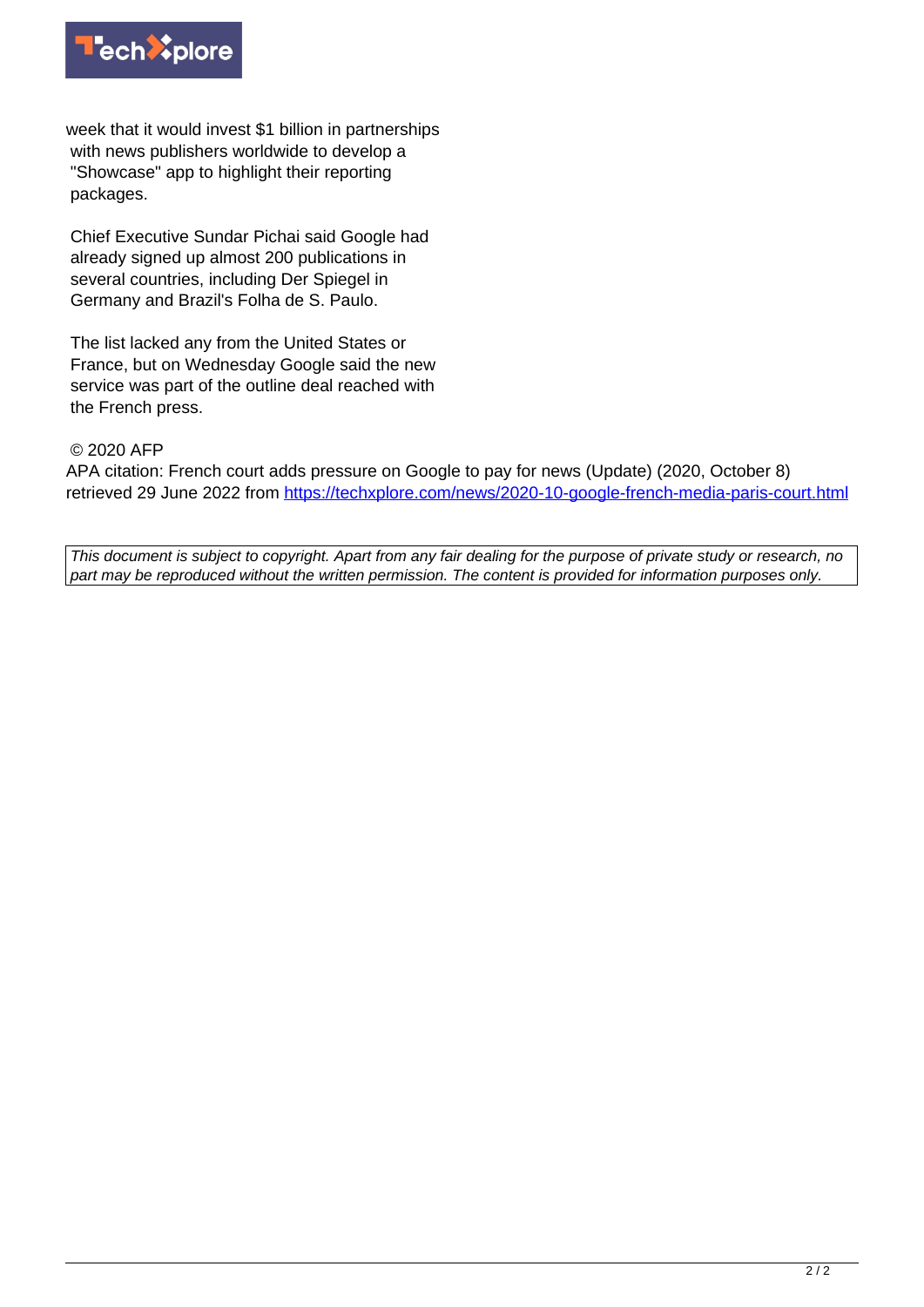week that it would invest $1 billion in partnerships with news publishers worldwide to develop a "Showcase" app to highlight their reporting packages.

Chief Executive Sundar Pichai said Google had already signed up almost 200 publications in several countries, including Der Spiegel in Germany and Brazil's Folha de S. Paulo.

The list lacked any from the United States or France, but on Wednesday Google said the new service was part of the outline deal reached with the French press.

© 2020 AFP

APA citation: French court adds pressure on Google to pay for news (Update) (2020, October 8) retrieved 29 June 2022 from https://techxplore.com/news/2020-10-google-french-media-paris-court.html

*This document is subject to copyright. Apart from any fair dealing for the purpose of private study or research, no part may be reproduced without the written permission. The content is provided for information purposes only.*